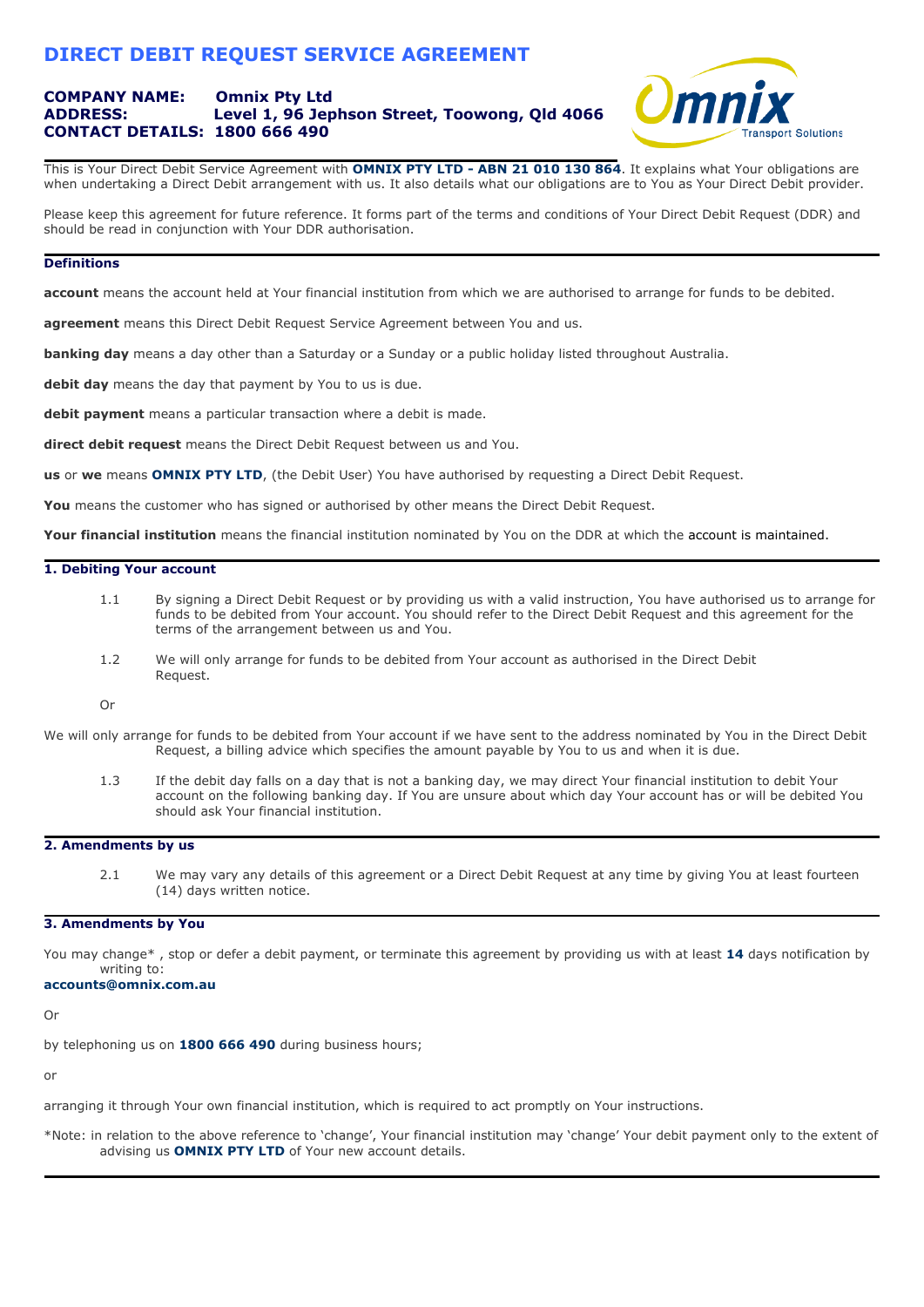# DIRECT DEBIT REQUEST SERVICE AGREEMENT

**COMPANY NAME:** **Omnix Pty Ltd**
**ADDRESS:** **Level 1, 96 Jephson Street, Toowong, Qld 4066**
**CONTACT DETAILS:** **1800 666 490**

This is Your Direct Debit Service Agreement with **OMNIX PTY LTD - ABN 21 010 130 864**. It explains what Your obligations are when undertaking a Direct Debit arrangement with us. It also details what our obligations are to You as Your Direct Debit provider.

Please keep this agreement for future reference. It forms part of the terms and conditions of Your Direct Debit Request (DDR) and should be read in conjunction with Your DDR authorisation.

## Definitions

**account** means the account held at Your financial institution from which we are authorised to arrange for funds to be debited.

**agreement** means this Direct Debit Request Service Agreement between You and us.

**banking day** means a day other than a Saturday or a Sunday or a public holiday listed throughout Australia.

**debit day** means the day that payment by You to us is due.

**debit payment** means a particular transaction where a debit is made.

**direct debit request** means the Direct Debit Request between us and You.

**us** or **we** means **OMNIX PTY LTD**, (the Debit User) You have authorised by requesting a Direct Debit Request.

**You** means the customer who has signed or authorised by other means the Direct Debit Request.

**Your financial institution** means the financial institution nominated by You on the DDR at which the account is maintained.

## 1. Debiting Your account

1.1 By signing a Direct Debit Request or by providing us with a valid instruction, You have authorised us to arrange for funds to be debited from Your account. You should refer to the Direct Debit Request and this agreement for the terms of the arrangement between us and You.

1.2 We will only arrange for funds to be debited from Your account as authorised in the Direct Debit Request.

Or

We will only arrange for funds to be debited from Your account if we have sent to the address nominated by You in the Direct Debit Request, a billing advice which specifies the amount payable by You to us and when it is due.

1.3 If the debit day falls on a day that is not a banking day, we may direct Your financial institution to debit Your account on the following banking day. If You are unsure about which day Your account has or will be debited You should ask Your financial institution.

## 2. Amendments by us

2.1 We may vary any details of this agreement or a Direct Debit Request at any time by giving You at least fourteen (14) days written notice.

## 3. Amendments by You

You may change* , stop or defer a debit payment, or terminate this agreement by providing us with at least **14** days notification by writing to:
**accounts@omnix.com.au**

Or

by telephoning us on **1800 666 490** during business hours;

or

arranging it through Your own financial institution, which is required to act promptly on Your instructions.

*Note: in relation to the above reference to 'change', Your financial institution may 'change' Your debit payment only to the extent of advising us **OMNIX PTY LTD** of Your new account details.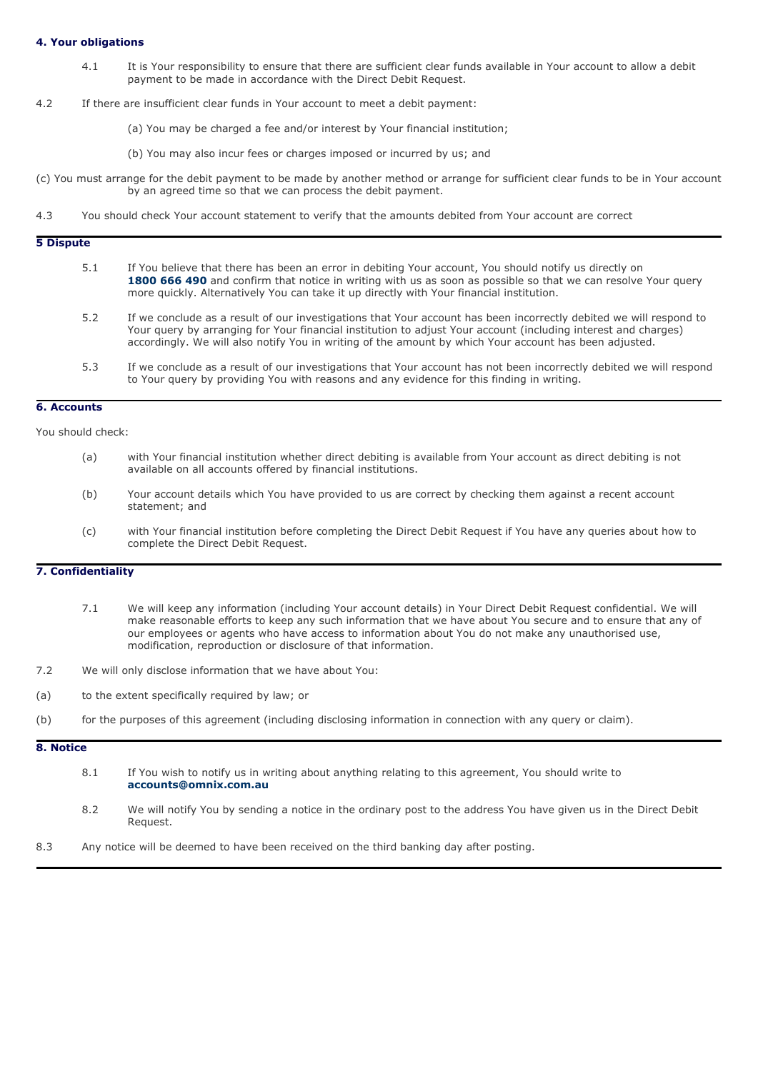**4. Your obligations**

4.1 It is Your responsibility to ensure that there are sufficient clear funds available in Your account to allow a debit payment to be made in accordance with the Direct Debit Request.

4.2 If there are insufficient clear funds in Your account to meet a debit payment:

(a) You may be charged a fee and/or interest by Your financial institution;

(b) You may also incur fees or charges imposed or incurred by us; and

(c) You must arrange for the debit payment to be made by another method or arrange for sufficient clear funds to be in Your account by an agreed time so that we can process the debit payment.

4.3 You should check Your account statement to verify that the amounts debited from Your account are correct

**5 Dispute**

5.1 If You believe that there has been an error in debiting Your account, You should notify us directly on **1800 666 490** and confirm that notice in writing with us as soon as possible so that we can resolve Your query more quickly. Alternatively You can take it up directly with Your financial institution.

5.2 If we conclude as a result of our investigations that Your account has been incorrectly debited we will respond to Your query by arranging for Your financial institution to adjust Your account (including interest and charges) accordingly. We will also notify You in writing of the amount by which Your account has been adjusted.

5.3 If we conclude as a result of our investigations that Your account has not been incorrectly debited we will respond to Your query by providing You with reasons and any evidence for this finding in writing.

**6. Accounts**

You should check:

(a) with Your financial institution whether direct debiting is available from Your account as direct debiting is not available on all accounts offered by financial institutions.

(b) Your account details which You have provided to us are correct by checking them against a recent account statement; and

(c) with Your financial institution before completing the Direct Debit Request if You have any queries about how to complete the Direct Debit Request.

**7. Confidentiality**

7.1 We will keep any information (including Your account details) in Your Direct Debit Request confidential. We will make reasonable efforts to keep any such information that we have about You secure and to ensure that any of our employees or agents who have access to information about You do not make any unauthorised use, modification, reproduction or disclosure of that information.

7.2 We will only disclose information that we have about You:

(a) to the extent specifically required by law; or

(b) for the purposes of this agreement (including disclosing information in connection with any query or claim).

**8. Notice**

8.1 If You wish to notify us in writing about anything relating to this agreement, You should write to **accounts@omnix.com.au**

8.2 We will notify You by sending a notice in the ordinary post to the address You have given us in the Direct Debit Request.

8.3 Any notice will be deemed to have been received on the third banking day after posting.